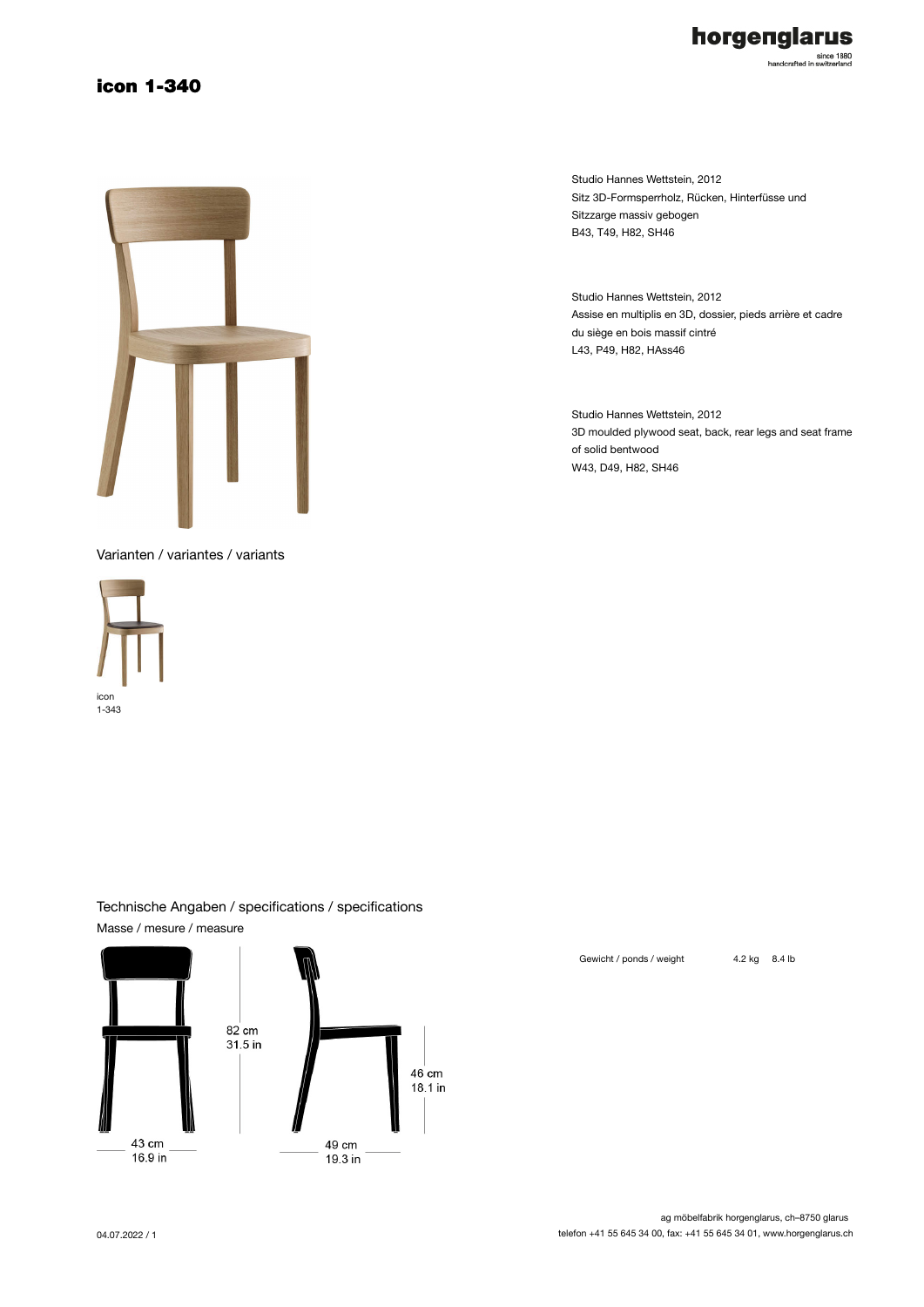# icon 1-340

Studio Hannes Wettstein, 2012
Sitz 3D-Formsperrholz, Rücken, Hinterfüsse und Sitzzarge massiv gebogen
B43, T49, H82, SH46

Studio Hannes Wettstein, 2012
Assise en multiplis en 3D, dossier, pieds arrière et cadre du siège en bois massif cintré
L43, P49, H82, HAss46

Studio Hannes Wettstein, 2012
3D moulded plywood seat, back, rear legs and seat frame of solid bentwood
W43, D49, H82, SH46

## Varianten / variantes / variants

icon
1-343

## Technische Angaben / specifications / specifications

Masse / mesure / measure

82 cm
31.5 in

46 cm
18.1 in

43 cm
16.9 in

49 cm
19.3 in

| | | |
|---|---|---|
| Gewicht / ponds / weight | 4.2 kg | 8.4 lb |

04.07.2022 / 1

ag möbelfabrik horgenglarus, ch–8750 glarus
telefon +41 55 645 34 00, fax: +41 55 645 34 01, www.horgenglarus.ch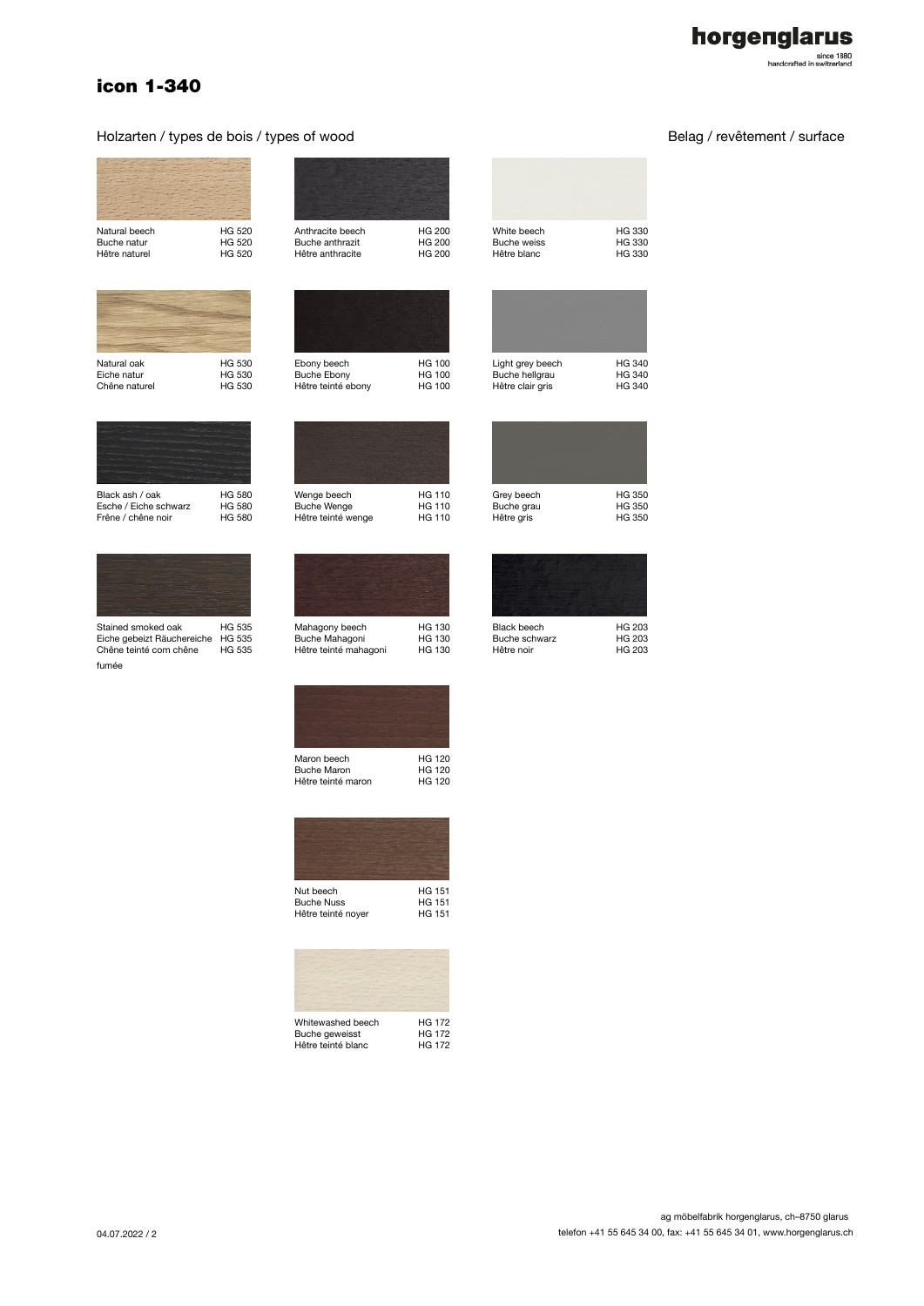# icon 1-340

## Holzarten / types de bois / types of wood

Belag / revêtement / surface

Natural beech HG 520
Buche natur HG 520
Hêtre naturel HG 520

Natural oak HG 530
Eiche natur HG 530
Chêne naturel HG 530

Black ash / oak HG 580
Esche / Eiche schwarz HG 580
Frêne / chêne noir HG 580

Stained smoked oak HG 535
Eiche gebeizt Räuchereiche HG 535
Chêne teinté com chêne fumée HG 535

Anthracite beech HG 200
Buche anthrazit HG 200
Hêtre anthracite HG 200

Ebony beech HG 100
Buche Ebony HG 100
Hêtre teinté ebony HG 100

Wenge beech HG 110
Buche Wenge HG 110
Hêtre teinté wenge HG 110

Mahagony beech HG 130
Buche Mahagoni HG 130
Hêtre teinté mahagoni HG 130

Maron beech HG 120
Buche Maron HG 120
Hêtre teinté maron HG 120

Nut beech HG 151
Buche Nuss HG 151
Hêtre teinté noyer HG 151

Whitewashed beech HG 172
Buche geweisst HG 172
Hêtre teinté blanc HG 172

White beech HG 330
Buche weiss HG 330
Hêtre blanc HG 330

Light grey beech HG 340
Buche hellgrau HG 340
Hêtre clair gris HG 340

Grey beech HG 350
Buche grau HG 350
Hêtre gris HG 350

Black beech HG 203
Buche schwarz HG 203
Hêtre noir HG 203

04.07.2022

ag möbelfabrik horgenglarus, ch–8750 glarus
telefon +41 55 645 34 00, fax: +41 55 645 34 01, www.horgenglarus.ch